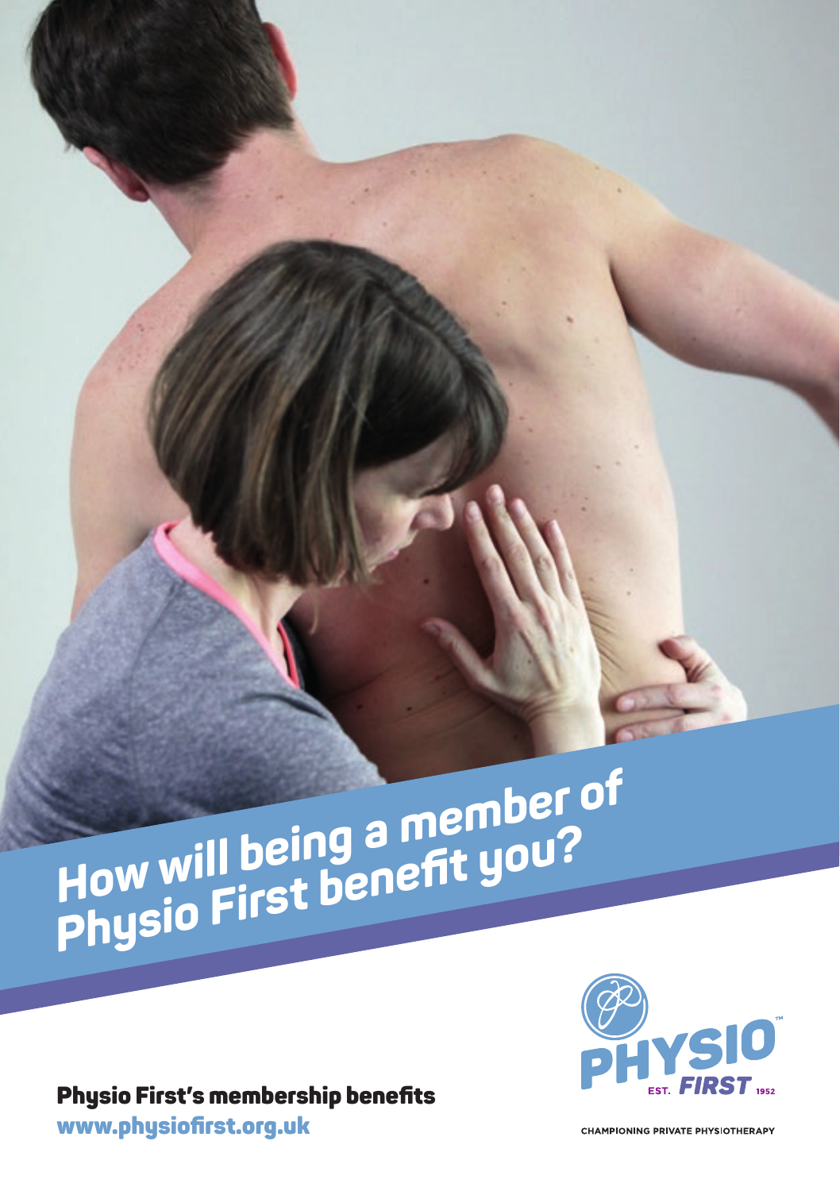# How will being a member of Physio First benefit you?

**Physio First's membership benefits**

**www.physiofirst.org.uk**

PHYSIO FIRST EST. 1952

CHAMPIONING PRIVATE PHYSIOTHERAPY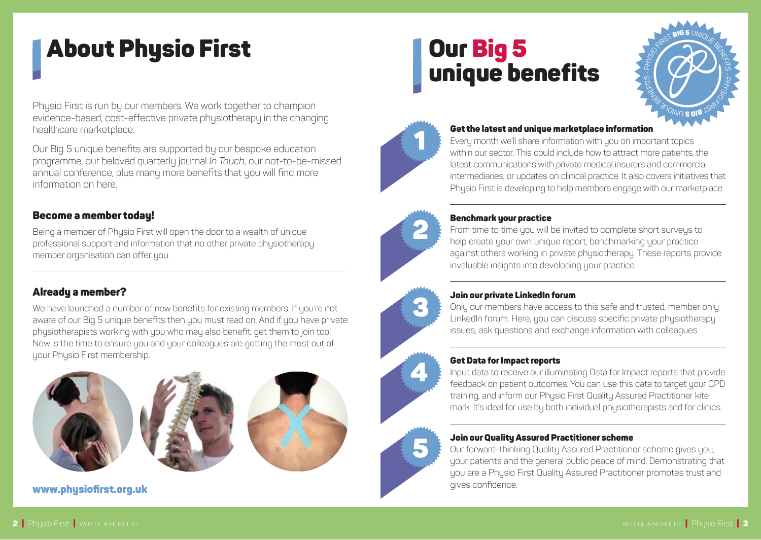# About Physio First

Physio First is run by our members. We work together to champion evidence-based, cost-effective private physiotherapy in the changing healthcare marketplace.

Our Big 5 unique benefits are supported by our bespoke education programme, our beloved quarterly journal *In Touch*, our not-to-be-missed annual conference, plus many more benefits that you will find more information on here.

### Become a member today!

Being a member of Physio First will open the door to a wealth of unique professional support and information that no other private physiotherapy member organisation can offer you.

### Already a member?

We have launched a number of new benefits for existing members. If you're not aware of our Big 5 unique benefits then you must read on. And if you have private physiotherapists working with you who may also benefit, get them to join too! Now is the time to ensure you and your colleagues are getting the most out of your Physio First membership.

**www.physiofirst.org.uk**

# Our Big 5 unique benefits

### 1 Get the latest and unique marketplace information

Every month we'll share information with you on important topics within our sector. This could include how to attract more patients, the latest communications with private medical insurers and commercial intermediaries, or updates on clinical practice. It also covers initiatives that Physio First is developing to help members engage with our marketplace.

### 2 Benchmark your practice

From time to time you will be invited to complete short surveys to help create your own unique report, benchmarking your practice against others working in private physiotherapy. These reports provide invaluable insights into developing your practice.

### 3 Join our private LinkedIn forum

Only our members have access to this safe and trusted, member only LinkedIn forum. Here, you can discuss specific private physiotherapy issues, ask questions and exchange information with colleagues.

### 4 Get Data for Impact reports

Input data to receive our illuminating Data for Impact reports that provide feedback on patient outcomes. You can use this data to target your CPD training, and inform our Physio First Quality Assured Practitioner kite mark. It's ideal for use by both individual physiotherapists and for clinics.

### 5 Join our Quality Assured Practitioner scheme

Our forward-thinking Quality Assured Practitioner scheme gives you, your patients and the general public peace of mind. Demonstrating that you are a Physio First Quality Assured Practitioner promotes trust and gives confidence.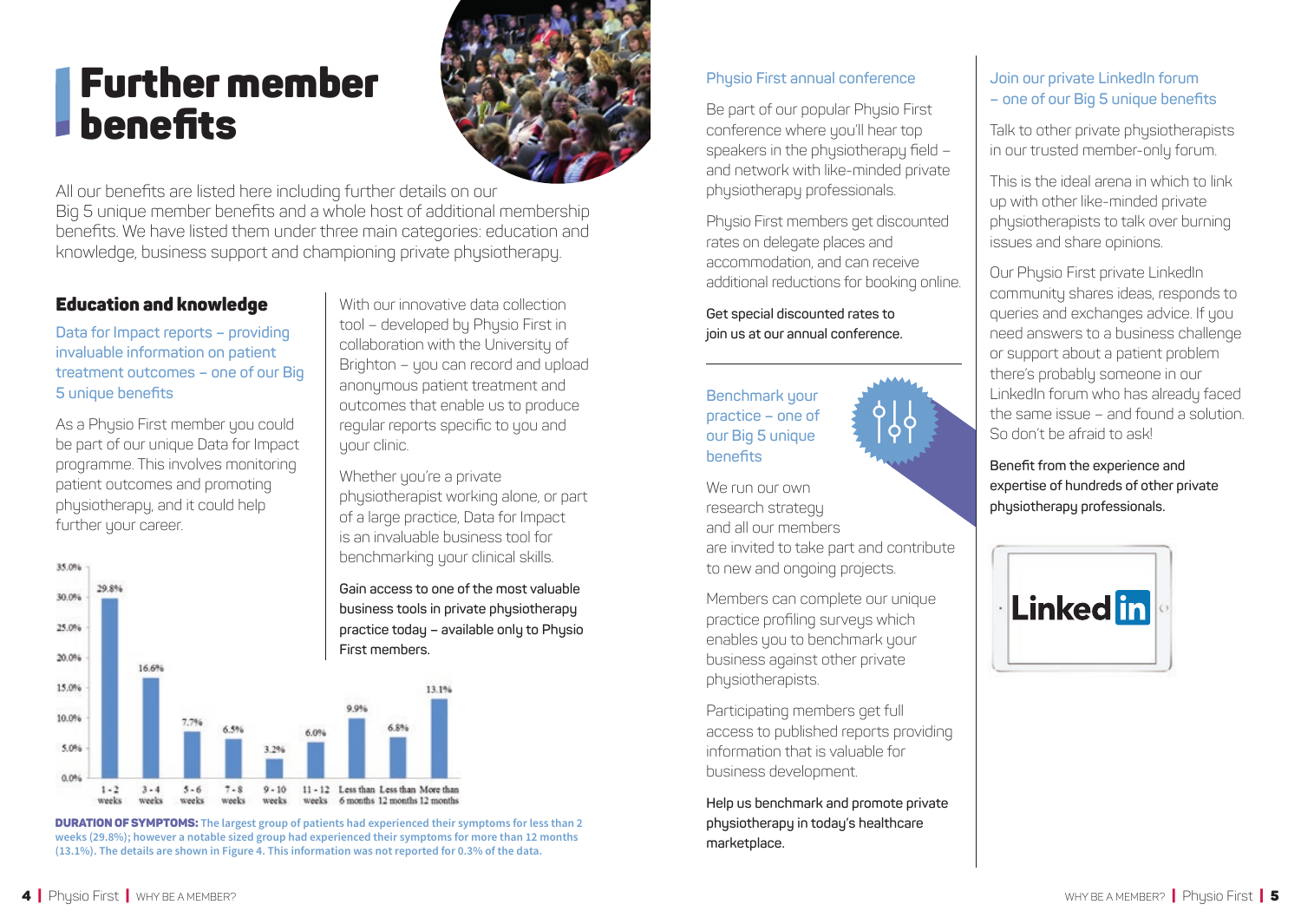# Further member benefits

All our benefits are listed here including further details on our Big 5 unique member benefits and a whole host of additional membership benefits. We have listed them under three main categories: education and knowledge, business support and championing private physiotherapy.

## Education and knowledge

### Data for Impact reports – providing invaluable information on patient treatment outcomes – one of our Big 5 unique benefits

As a Physio First member you could be part of our unique Data for Impact programme. This involves monitoring patient outcomes and promoting physiotherapy, and it could help further your career.

With our innovative data collection tool – developed by Physio First in collaboration with the University of Brighton – you can record and upload anonymous patient treatment and outcomes that enable us to produce regular reports specific to you and your clinic.

Whether you're a private physiotherapist working alone, or part of a large practice, Data for Impact is an invaluable business tool for benchmarking your clinical skills.

**Gain access to one of the most valuable business tools in private physiotherapy practice today – available only to Physio First members.**

| Duration | Percentage |
|---|---|
| 1 - 2 weeks | 29.8% |
| 3 - 4 weeks | 16.6% |
| 5 - 6 weeks | 7.7% |
| 7 - 8 weeks | 6.5% |
| 9 - 10 weeks | 3.2% |
| 11 - 12 weeks | 6.0% |
| Less than 6 months | 9.9% |
| Less than 12 months | 6.8% |
| More than 12 months | 13.1% |

**DURATION OF SYMPTOMS:** The largest group of patients had experienced their symptoms for less than 2 weeks (29.8%); however a notable sized group had experienced their symptoms for more than 12 months (13.1%). The details are shown in Figure 4. This information was not reported for 0.3% of the data.

### Physio First annual conference

Be part of our popular Physio First conference where you'll hear top speakers in the physiotherapy field – and network with like-minded private physiotherapy professionals.

Physio First members get discounted rates on delegate places and accommodation, and can receive additional reductions for booking online.

**Get special discounted rates to join us at our annual conference.**

### Benchmark your practice – one of our Big 5 unique benefits

We run our own research strategy and all our members are invited to take part and contribute to new and ongoing projects.

Members can complete our unique practice profiling surveys which enables you to benchmark your business against other private physiotherapists.

Participating members get full access to published reports providing information that is valuable for business development.

**Help us benchmark and promote private physiotherapy in today's healthcare marketplace.**

### Join our private LinkedIn forum – one of our Big 5 unique benefits

Talk to other private physiotherapists in our trusted member-only forum.

This is the ideal arena in which to link up with other like-minded private physiotherapists to talk over burning issues and share opinions.

Our Physio First private LinkedIn community shares ideas, responds to queries and exchanges advice. If you need answers to a business challenge or support about a patient problem there's probably someone in our LinkedIn forum who has already faced the same issue – and found a solution. So don't be afraid to ask!

**Benefit from the experience and expertise of hundreds of other private physiotherapy professionals.**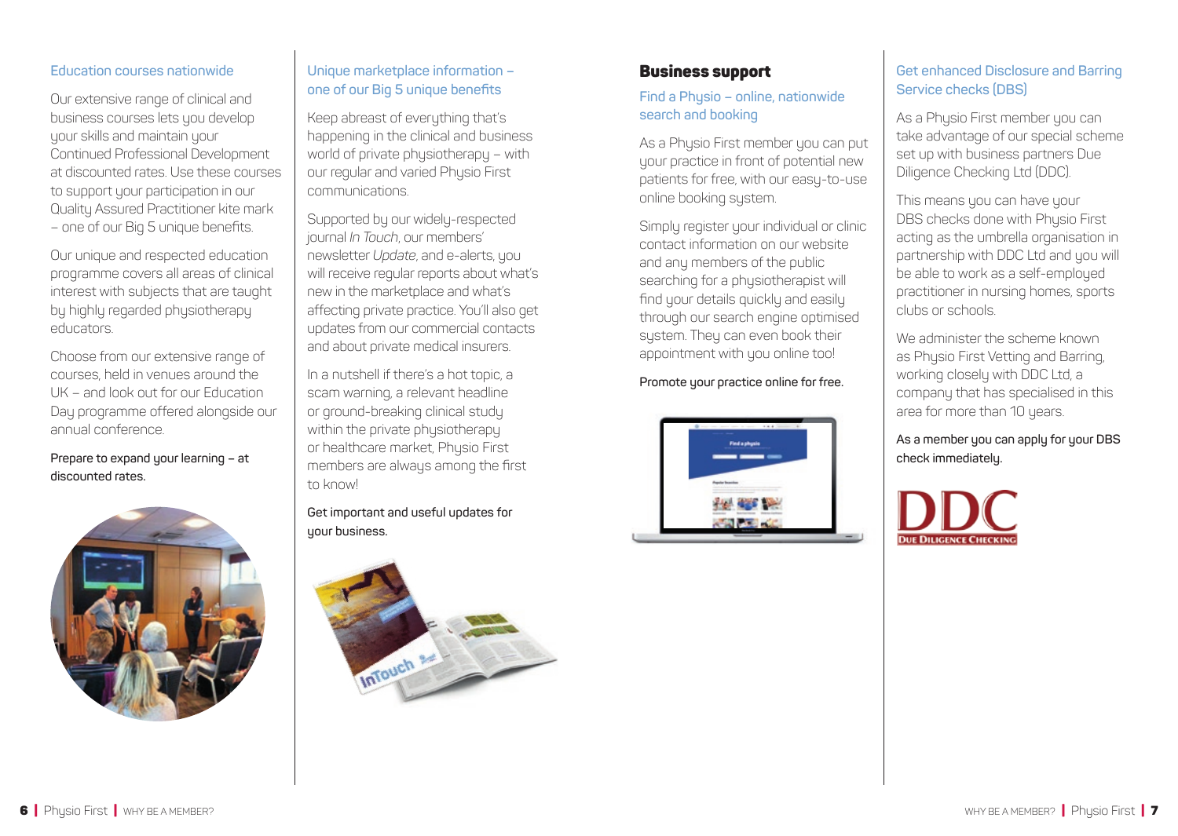### Education courses nationwide

Our extensive range of clinical and business courses lets you develop your skills and maintain your Continued Professional Development at discounted rates. Use these courses to support your participation in our Quality Assured Practitioner kite mark – one of our Big 5 unique benefits.

Our unique and respected education programme covers all areas of clinical interest with subjects that are taught by highly regarded physiotherapy educators.

Choose from our extensive range of courses, held in venues around the UK – and look out for our Education Day programme offered alongside our annual conference.

Prepare to expand your learning – at discounted rates.

### Unique marketplace information – one of our Big 5 unique benefits

Keep abreast of everything that's happening in the clinical and business world of private physiotherapy – with our regular and varied Physio First communications.

Supported by our widely-respected journal *In Touch*, our members' newsletter *Update*, and e-alerts, you will receive regular reports about what's new in the marketplace and what's affecting private practice. You'll also get updates from our commercial contacts and about private medical insurers.

In a nutshell if there's a hot topic, a scam warning, a relevant headline or ground-breaking clinical study within the private physiotherapy or healthcare market, Physio First members are always among the first to know!

Get important and useful updates for your business.

## Business support

### Find a Physio – online, nationwide search and booking

As a Physio First member you can put your practice in front of potential new patients for free, with our easy-to-use online booking system.

Simply register your individual or clinic contact information on our website and any members of the public searching for a physiotherapist will find your details quickly and easily through our search engine optimised system. They can even book their appointment with you online too!

Promote your practice online for free.

### Get enhanced Disclosure and Barring Service checks (DBS)

As a Physio First member you can take advantage of our special scheme set up with business partners Due Diligence Checking Ltd (DDC).

This means you can have your DBS checks done with Physio First acting as the umbrella organisation in partnership with DDC Ltd and you will be able to work as a self-employed practitioner in nursing homes, sports clubs or schools.

We administer the scheme known as Physio First Vetting and Barring, working closely with DDC Ltd, a company that has specialised in this area for more than 10 years.

As a member you can apply for your DBS check immediately.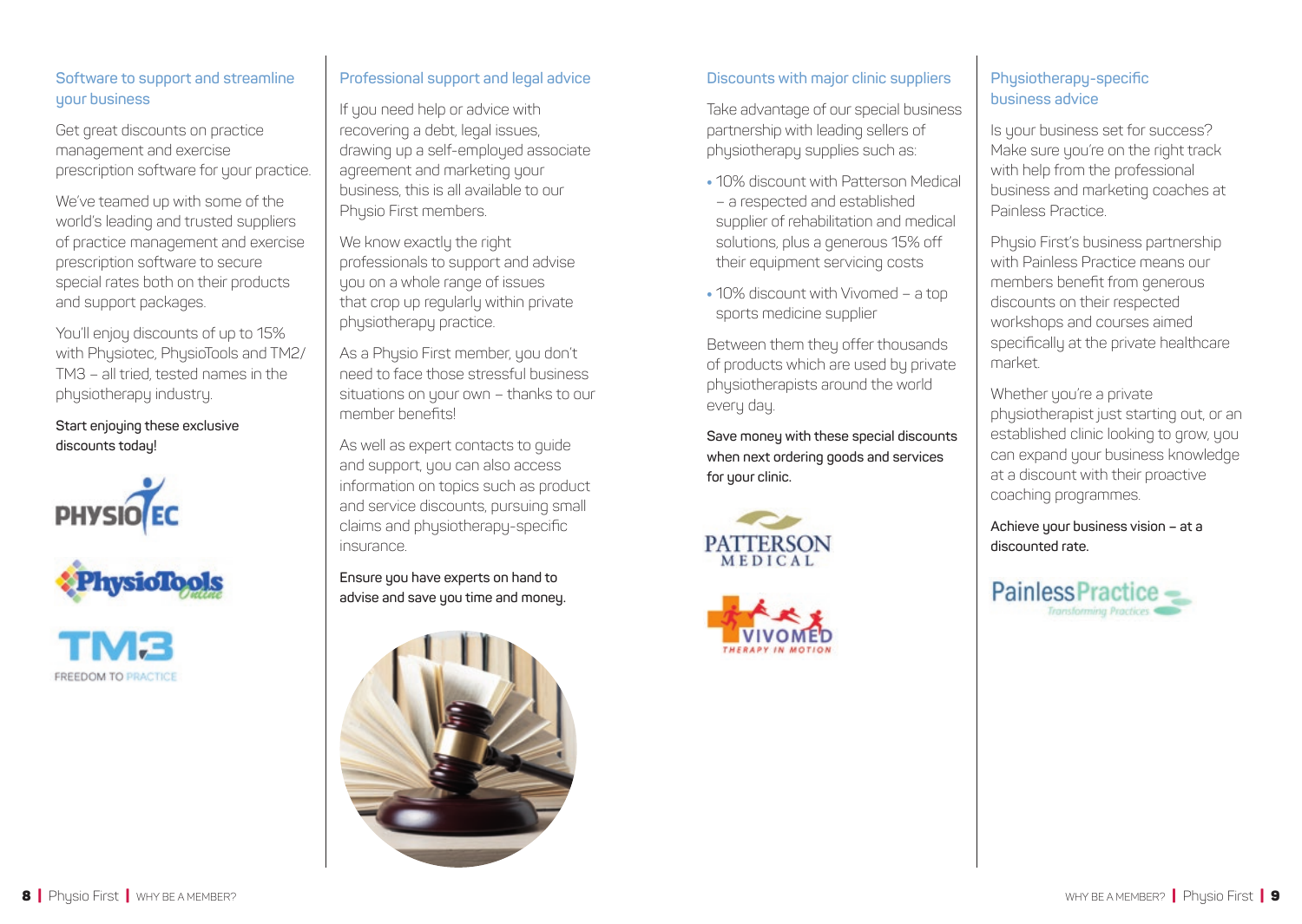## Software to support and streamline your business

Get great discounts on practice management and exercise prescription software for your practice.

We've teamed up with some of the world's leading and trusted suppliers of practice management and exercise prescription software to secure special rates both on their products and support packages.

You'll enjoy discounts of up to 15% with Physiotec, PhysioTools and TM2/TM3 – all tried, tested names in the physiotherapy industry.

**Start enjoying these exclusive discounts today!**

## Professional support and legal advice

If you need help or advice with recovering a debt, legal issues, drawing up a self-employed associate agreement and marketing your business, this is all available to our Physio First members.

We know exactly the right professionals to support and advise you on a whole range of issues that crop up regularly within private physiotherapy practice.

As a Physio First member, you don't need to face those stressful business situations on your own – thanks to our member benefits!

As well as expert contacts to guide and support, you can also access information on topics such as product and service discounts, pursuing small claims and physiotherapy-specific insurance.

**Ensure you have experts on hand to advise and save you time and money.**

## Discounts with major clinic suppliers

Take advantage of our special business partnership with leading sellers of physiotherapy supplies such as:

- 10% discount with Patterson Medical – a respected and established supplier of rehabilitation and medical solutions, plus a generous 15% off their equipment servicing costs
- 10% discount with Vivomed – a top sports medicine supplier

Between them they offer thousands of products which are used by private physiotherapists around the world every day.

**Save money with these special discounts when next ordering goods and services for your clinic.**

## Physiotherapy-specific business advice

Is your business set for success? Make sure you're on the right track with help from the professional business and marketing coaches at Painless Practice.

Physio First's business partnership with Painless Practice means our members benefit from generous discounts on their respected workshops and courses aimed specifically at the private healthcare market.

Whether you're a private physiotherapist just starting out, or an established clinic looking to grow, you can expand your business knowledge at a discount with their proactive coaching programmes.

**Achieve your business vision – at a discounted rate.**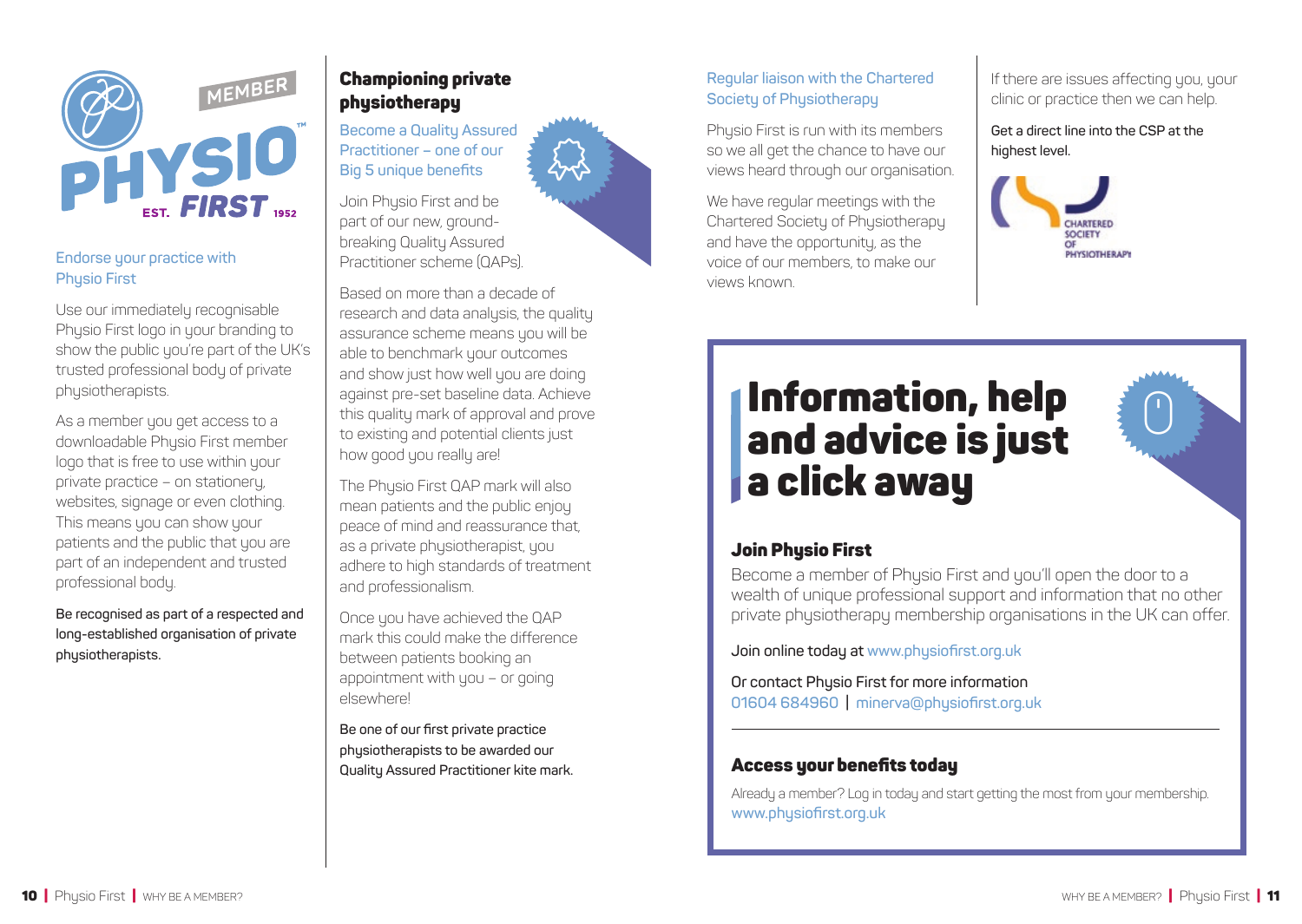Endorse your practice with Physio First

Use our immediately recognisable Physio First logo in your branding to show the public you're part of the UK's trusted professional body of private physiotherapists.

As a member you get access to a downloadable Physio First member logo that is free to use within your private practice – on stationery, websites, signage or even clothing. This means you can show your patients and the public that you are part of an independent and trusted professional body.

**Be recognised as part of a respected and long-established organisation of private physiotherapists.**

## Championing private physiotherapy

Become a Quality Assured Practitioner – one of our Big 5 unique benefits

Join Physio First and be part of our new, ground-breaking Quality Assured Practitioner scheme (QAPs).

Based on more than a decade of research and data analysis, the quality assurance scheme means you will be able to benchmark your outcomes and show just how well you are doing against pre-set baseline data. Achieve this quality mark of approval and prove to existing and potential clients just how good you really are!

The Physio First QAP mark will also mean patients and the public enjoy peace of mind and reassurance that, as a private physiotherapist, you adhere to high standards of treatment and professionalism.

Once you have achieved the QAP mark this could make the difference between patients booking an appointment with you – or going elsewhere!

**Be one of our first private practice physiotherapists to be awarded our Quality Assured Practitioner kite mark.**

Regular liaison with the Chartered Society of Physiotherapy

Physio First is run with its members so we all get the chance to have our views heard through our organisation.

We have regular meetings with the Chartered Society of Physiotherapy and have the opportunity, as the voice of our members, to make our views known.

If there are issues affecting you, your clinic or practice then we can help.

**Get a direct line into the CSP at the highest level.**

# Information, help and advice is just a click away

### Join Physio First

Become a member of Physio First and you'll open the door to a wealth of unique professional support and information that no other private physiotherapy membership organisations in the UK can offer.

Join online today at www.physiofirst.org.uk

Or contact Physio First for more information
01604 684960 | minerva@physiofirst.org.uk

### Access your benefits today

Already a member? Log in today and start getting the most from your membership.
www.physiofirst.org.uk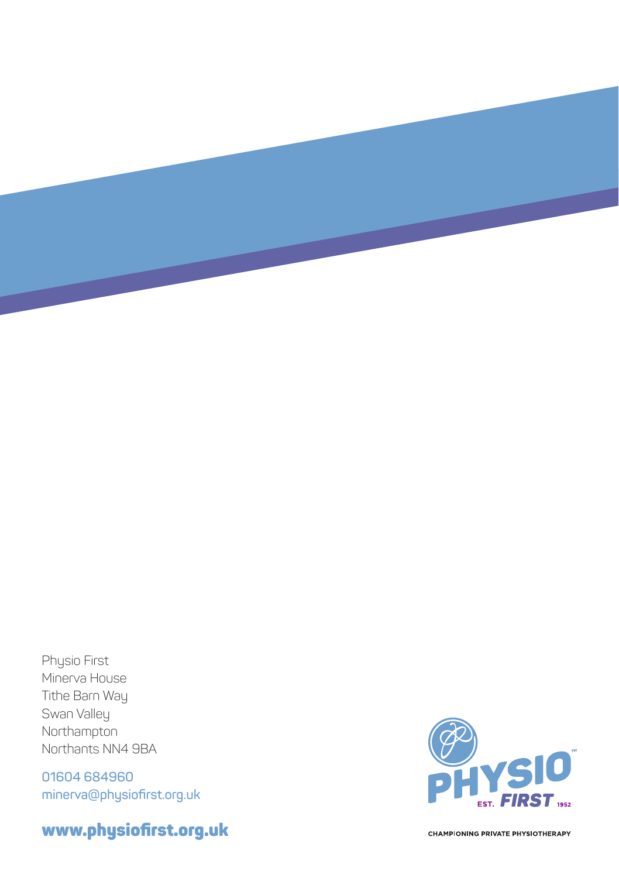Physio First
Minerva House
Tithe Barn Way
Swan Valley
Northampton
Northants NN4 9BA

01604 684960
minerva@physiofirst.org.uk

**www.physiofirst.org.uk**

PHYSIO™ EST. FIRST 1952

CHAMPIONING PRIVATE PHYSIOTHERAPY